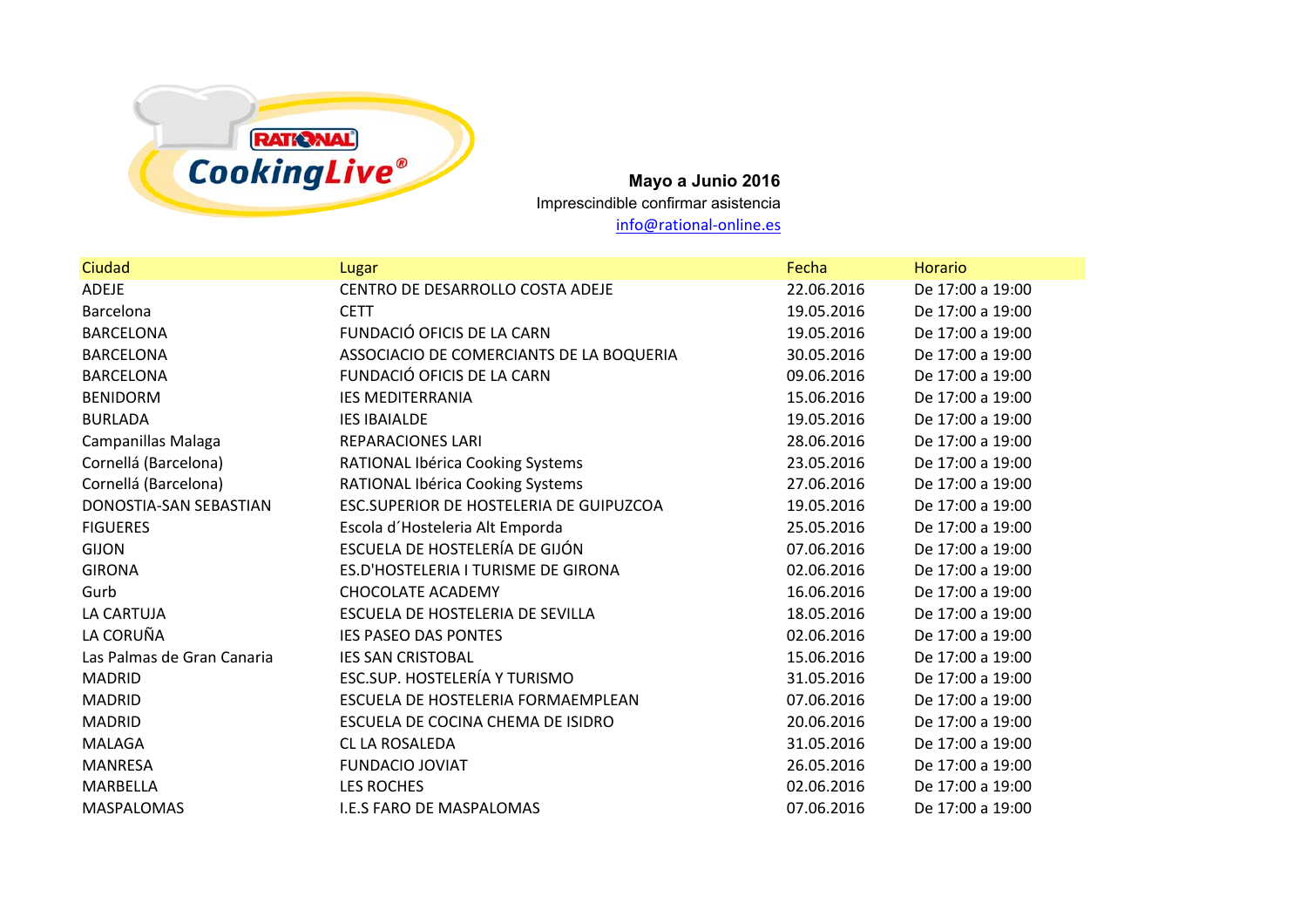RATIONAL CookingLive®

**Mayo a Junio 2016**

Imprescindible confirmar asistencia

info@rational-online.es

| Ciudad | Lugar | Fecha | Horario |
|---|---|---|---|
| ADEJE | CENTRO DE DESARROLLO COSTA ADEJE | 22.06.2016 | De 17:00 a 19:00 |
| Barcelona | CETT | 19.05.2016 | De 17:00 a 19:00 |
| BARCELONA | FUNDACIÓ OFICIS DE LA CARN | 19.05.2016 | De 17:00 a 19:00 |
| BARCELONA | ASSOCIACIO DE COMERCIANTS DE LA BOQUERIA | 30.05.2016 | De 17:00 a 19:00 |
| BARCELONA | FUNDACIÓ OFICIS DE LA CARN | 09.06.2016 | De 17:00 a 19:00 |
| BENIDORM | IES MEDITERRANIA | 15.06.2016 | De 17:00 a 19:00 |
| BURLADA | IES IBAIALDE | 19.05.2016 | De 17:00 a 19:00 |
| Campanillas Malaga | REPARACIONES LARI | 28.06.2016 | De 17:00 a 19:00 |
| Cornellá (Barcelona) | RATIONAL Ibérica Cooking Systems | 23.05.2016 | De 17:00 a 19:00 |
| Cornellá (Barcelona) | RATIONAL Ibérica Cooking Systems | 27.06.2016 | De 17:00 a 19:00 |
| DONOSTIA-SAN SEBASTIAN | ESC.SUPERIOR DE HOSTELERIA DE GUIPUZCOA | 19.05.2016 | De 17:00 a 19:00 |
| FIGUERES | Escola d´Hosteleria Alt Emporda | 25.05.2016 | De 17:00 a 19:00 |
| GIJON | ESCUELA DE HOSTELERÍA DE GIJÓN | 07.06.2016 | De 17:00 a 19:00 |
| GIRONA | ES.D'HOSTELERIA I TURISME DE GIRONA | 02.06.2016 | De 17:00 a 19:00 |
| Gurb | CHOCOLATE ACADEMY | 16.06.2016 | De 17:00 a 19:00 |
| LA CARTUJA | ESCUELA DE HOSTELERIA DE SEVILLA | 18.05.2016 | De 17:00 a 19:00 |
| LA CORUÑA | IES PASEO DAS PONTES | 02.06.2016 | De 17:00 a 19:00 |
| Las Palmas de Gran Canaria | IES SAN CRISTOBAL | 15.06.2016 | De 17:00 a 19:00 |
| MADRID | ESC.SUP. HOSTELERÍA Y TURISMO | 31.05.2016 | De 17:00 a 19:00 |
| MADRID | ESCUELA DE HOSTELERIA FORMAEMPLEAN | 07.06.2016 | De 17:00 a 19:00 |
| MADRID | ESCUELA DE COCINA CHEMA DE ISIDRO | 20.06.2016 | De 17:00 a 19:00 |
| MALAGA | CL LA ROSALEDA | 31.05.2016 | De 17:00 a 19:00 |
| MANRESA | FUNDACIO JOVIAT | 26.05.2016 | De 17:00 a 19:00 |
| MARBELLA | LES ROCHES | 02.06.2016 | De 17:00 a 19:00 |
| MASPALOMAS | I.E.S FARO DE MASPALOMAS | 07.06.2016 | De 17:00 a 19:00 |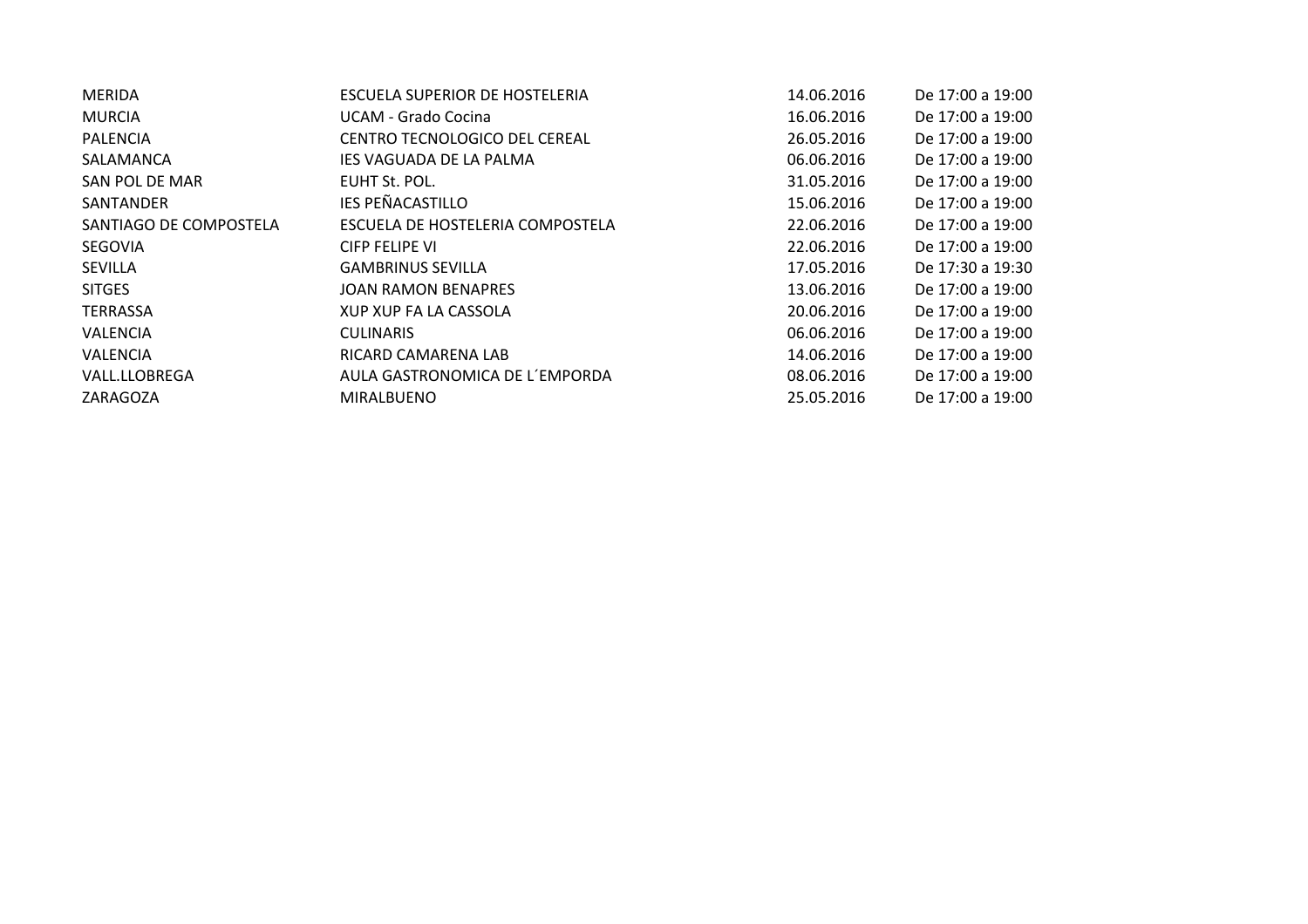| | | | |
|---|---|---|---|
| MERIDA | ESCUELA SUPERIOR DE HOSTELERIA | 14.06.2016 | De 17:00 a 19:00 |
| MURCIA | UCAM - Grado Cocina | 16.06.2016 | De 17:00 a 19:00 |
| PALENCIA | CENTRO TECNOLOGICO DEL CEREAL | 26.05.2016 | De 17:00 a 19:00 |
| SALAMANCA | IES VAGUADA DE LA PALMA | 06.06.2016 | De 17:00 a 19:00 |
| SAN POL DE MAR | EUHT St. POL. | 31.05.2016 | De 17:00 a 19:00 |
| SANTANDER | IES PEÑACASTILLO | 15.06.2016 | De 17:00 a 19:00 |
| SANTIAGO DE COMPOSTELA | ESCUELA DE HOSTELERIA COMPOSTELA | 22.06.2016 | De 17:00 a 19:00 |
| SEGOVIA | CIFP FELIPE VI | 22.06.2016 | De 17:00 a 19:00 |
| SEVILLA | GAMBRINUS SEVILLA | 17.05.2016 | De 17:30 a 19:30 |
| SITGES | JOAN RAMON BENAPRES | 13.06.2016 | De 17:00 a 19:00 |
| TERRASSA | XUP XUP FA LA CASSOLA | 20.06.2016 | De 17:00 a 19:00 |
| VALENCIA | CULINARIS | 06.06.2016 | De 17:00 a 19:00 |
| VALENCIA | RICARD CAMARENA LAB | 14.06.2016 | De 17:00 a 19:00 |
| VALL.LLOBREGA | AULA GASTRONOMICA DE L´EMPORDA | 08.06.2016 | De 17:00 a 19:00 |
| ZARAGOZA | MIRALBUENO | 25.05.2016 | De 17:00 a 19:00 |